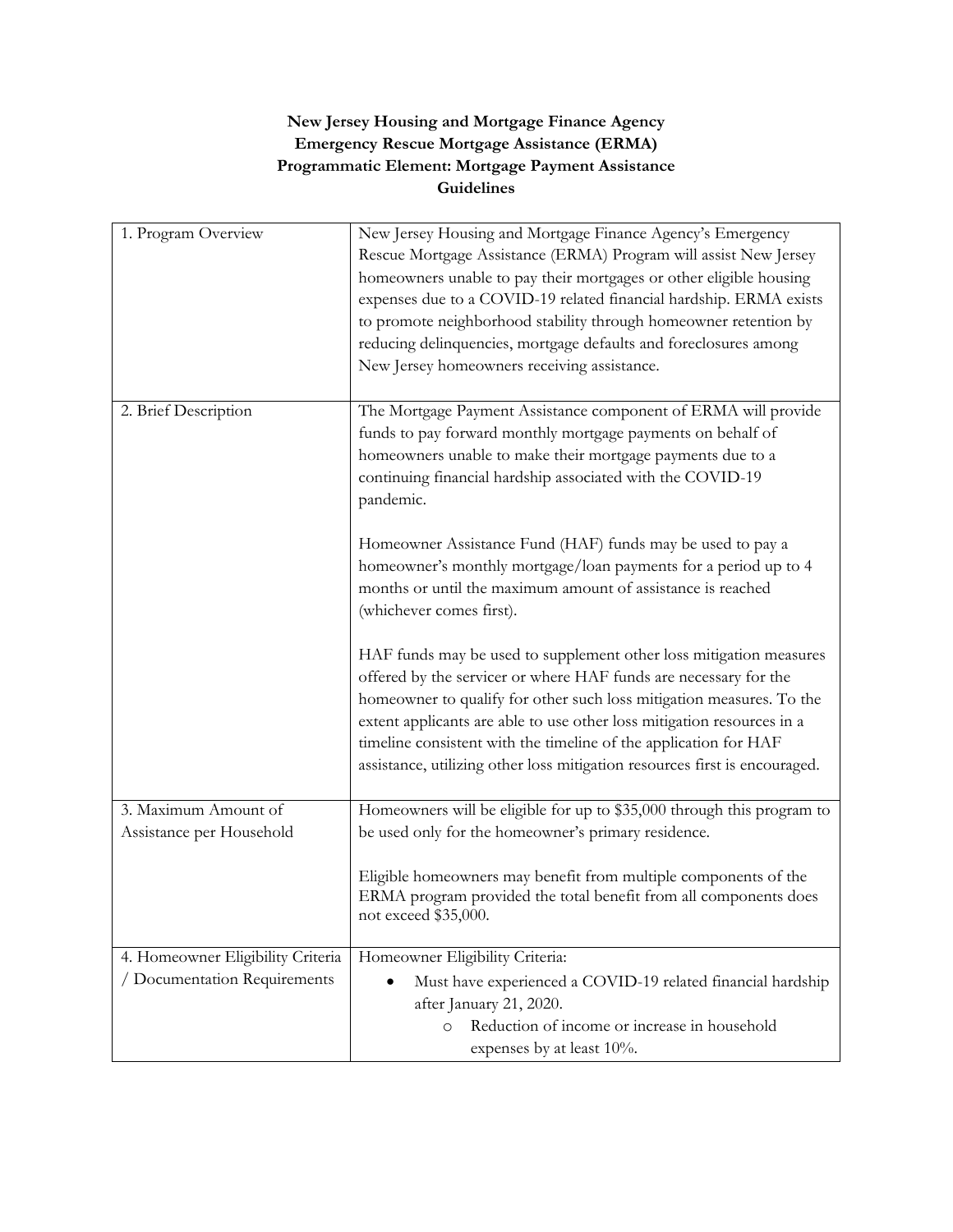**New Jersey Housing and Mortgage Finance Agency**
**Emergency Rescue Mortgage Assistance (ERMA)**
**Programmatic Element: Mortgage Payment Assistance**
**Guidelines**

| | |
|---|---|
| 1. Program Overview | New Jersey Housing and Mortgage Finance Agency's Emergency Rescue Mortgage Assistance (ERMA) Program will assist New Jersey homeowners unable to pay their mortgages or other eligible housing expenses due to a COVID-19 related financial hardship. ERMA exists to promote neighborhood stability through homeowner retention by reducing delinquencies, mortgage defaults and foreclosures among New Jersey homeowners receiving assistance. |
| 2. Brief Description | The Mortgage Payment Assistance component of ERMA will provide funds to pay forward monthly mortgage payments on behalf of homeowners unable to make their mortgage payments due to a continuing financial hardship associated with the COVID-19 pandemic.<br><br>Homeowner Assistance Fund (HAF) funds may be used to pay a homeowner's monthly mortgage/loan payments for a period up to 4 months or until the maximum amount of assistance is reached (whichever comes first).<br><br>HAF funds may be used to supplement other loss mitigation measures offered by the servicer or where HAF funds are necessary for the homeowner to qualify for other such loss mitigation measures. To the extent applicants are able to use other loss mitigation resources in a timeline consistent with the timeline of the application for HAF assistance, utilizing other loss mitigation resources first is encouraged. |
| 3. Maximum Amount of Assistance per Household | Homeowners will be eligible for up to $35,000 through this program to be used only for the homeowner's primary residence.<br><br>Eligible homeowners may benefit from multiple components of the ERMA program provided the total benefit from all components does not exceed $35,000. |
| 4. Homeowner Eligibility Criteria / Documentation Requirements | Homeowner Eligibility Criteria:<br>• Must have experienced a COVID-19 related financial hardship after January 21, 2020.<br>&nbsp;&nbsp;&nbsp;&nbsp;○ Reduction of income or increase in household expenses by at least 10%. |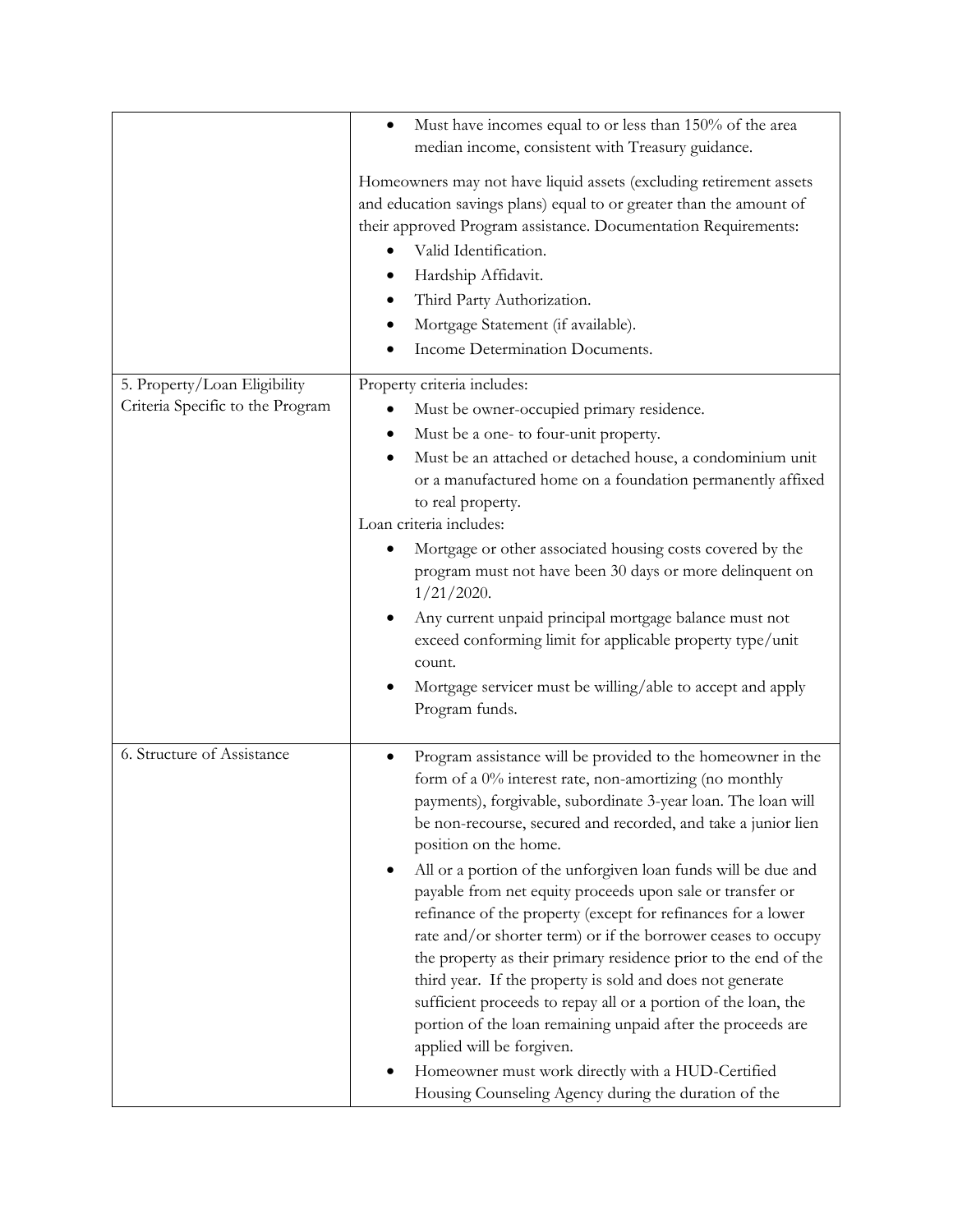| | |
|---|---|
| | • Must have incomes equal to or less than 150% of the area median income, consistent with Treasury guidance.<br><br>Homeowners may not have liquid assets (excluding retirement assets and education savings plans) equal to or greater than the amount of their approved Program assistance. Documentation Requirements:<br>• Valid Identification.<br>• Hardship Affidavit.<br>• Third Party Authorization.<br>• Mortgage Statement (if available).<br>• Income Determination Documents. |
| 5. Property/Loan Eligibility Criteria Specific to the Program | Property criteria includes:<br>• Must be owner-occupied primary residence.<br>• Must be a one- to four-unit property.<br>• Must be an attached or detached house, a condominium unit or a manufactured home on a foundation permanently affixed to real property.<br>Loan criteria includes:<br>• Mortgage or other associated housing costs covered by the program must not have been 30 days or more delinquent on 1/21/2020.<br>• Any current unpaid principal mortgage balance must not exceed conforming limit for applicable property type/unit count.<br>• Mortgage servicer must be willing/able to accept and apply Program funds. |
| 6. Structure of Assistance | • Program assistance will be provided to the homeowner in the form of a 0% interest rate, non-amortizing (no monthly payments), forgivable, subordinate 3-year loan. The loan will be non-recourse, secured and recorded, and take a junior lien position on the home.<br>• All or a portion of the unforgiven loan funds will be due and payable from net equity proceeds upon sale or transfer or refinance of the property (except for refinances for a lower rate and/or shorter term) or if the borrower ceases to occupy the property as their primary residence prior to the end of the third year. If the property is sold and does not generate sufficient proceeds to repay all or a portion of the loan, the portion of the loan remaining unpaid after the proceeds are applied will be forgiven.<br>• Homeowner must work directly with a HUD-Certified Housing Counseling Agency during the duration of the |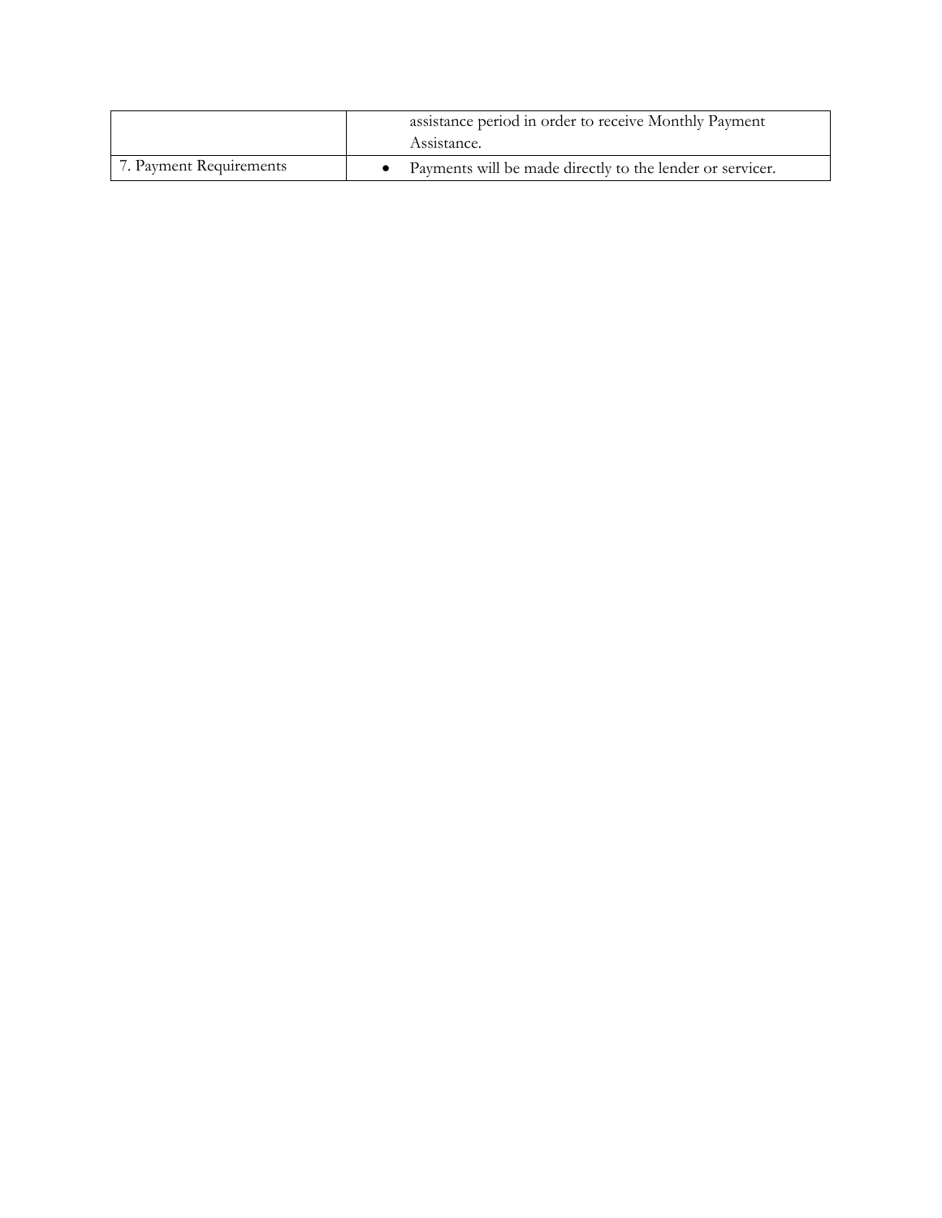| | |
|---|---|
| | assistance period in order to receive Monthly Payment Assistance. |
| 7. Payment Requirements | • Payments will be made directly to the lender or servicer. |